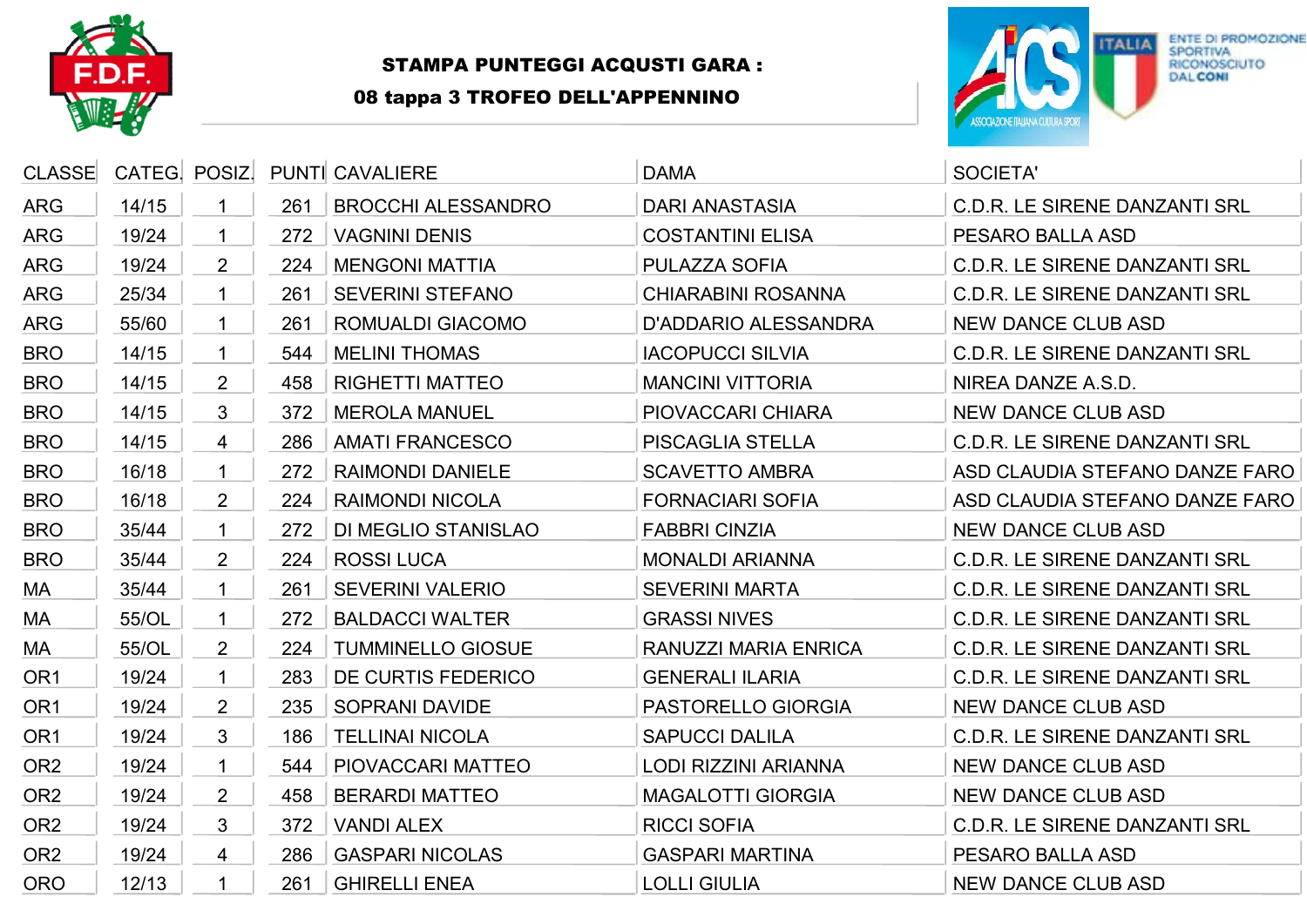**STAMPA PUNTEGGI ACQUSTI GARA :**

**08 tappa 3 TROFEO DELL'APPENNINO**

| CLASSE | CATEG. | POSIZ. | PUNTI | CAVALIERE | DAMA | SOCIETA' |
|---|---|---|---|---|---|---|
| ARG | 14/15 | 1 | 261 | BROCCHI ALESSANDRO | DARI ANASTASIA | C.D.R. LE SIRENE DANZANTI SRL |
| ARG | 19/24 | 1 | 272 | VAGNINI DENIS | COSTANTINI ELISA | PESARO BALLA ASD |
| ARG | 19/24 | 2 | 224 | MENGONI MATTIA | PULAZZA SOFIA | C.D.R. LE SIRENE DANZANTI SRL |
| ARG | 25/34 | 1 | 261 | SEVERINI STEFANO | CHIARABINI ROSANNA | C.D.R. LE SIRENE DANZANTI SRL |
| ARG | 55/60 | 1 | 261 | ROMUALDI GIACOMO | D'ADDARIO ALESSANDRA | NEW DANCE CLUB ASD |
| BRO | 14/15 | 1 | 544 | MELINI THOMAS | IACOPUCCI SILVIA | C.D.R. LE SIRENE DANZANTI SRL |
| BRO | 14/15 | 2 | 458 | RIGHETTI MATTEO | MANCINI VITTORIA | NIREA DANZE A.S.D. |
| BRO | 14/15 | 3 | 372 | MEROLA MANUEL | PIOVACCARI CHIARA | NEW DANCE CLUB ASD |
| BRO | 14/15 | 4 | 286 | AMATI FRANCESCO | PISCAGLIA STELLA | C.D.R. LE SIRENE DANZANTI SRL |
| BRO | 16/18 | 1 | 272 | RAIMONDI DANIELE | SCAVETTO AMBRA | ASD CLAUDIA STEFANO DANZE FARO |
| BRO | 16/18 | 2 | 224 | RAIMONDI NICOLA | FORNACIARI SOFIA | ASD CLAUDIA STEFANO DANZE FARO |
| BRO | 35/44 | 1 | 272 | DI MEGLIO STANISLAO | FABBRI CINZIA | NEW DANCE CLUB ASD |
| BRO | 35/44 | 2 | 224 | ROSSI LUCA | MONALDI ARIANNA | C.D.R. LE SIRENE DANZANTI SRL |
| MA | 35/44 | 1 | 261 | SEVERINI VALERIO | SEVERINI MARTA | C.D.R. LE SIRENE DANZANTI SRL |
| MA | 55/OL | 1 | 272 | BALDACCI WALTER | GRASSI NIVES | C.D.R. LE SIRENE DANZANTI SRL |
| MA | 55/OL | 2 | 224 | TUMMINELLO GIOSUE | RANUZZI MARIA ENRICA | C.D.R. LE SIRENE DANZANTI SRL |
| OR1 | 19/24 | 1 | 283 | DE CURTIS FEDERICO | GENERALI ILARIA | C.D.R. LE SIRENE DANZANTI SRL |
| OR1 | 19/24 | 2 | 235 | SOPRANI DAVIDE | PASTORELLO GIORGIA | NEW DANCE CLUB ASD |
| OR1 | 19/24 | 3 | 186 | TELLINAI NICOLA | SAPUCCI DALILA | C.D.R. LE SIRENE DANZANTI SRL |
| OR2 | 19/24 | 1 | 544 | PIOVACCARI MATTEO | LODI RIZZINI ARIANNA | NEW DANCE CLUB ASD |
| OR2 | 19/24 | 2 | 458 | BERARDI MATTEO | MAGALOTTI GIORGIA | NEW DANCE CLUB ASD |
| OR2 | 19/24 | 3 | 372 | VANDI ALEX | RICCI SOFIA | C.D.R. LE SIRENE DANZANTI SRL |
| OR2 | 19/24 | 4 | 286 | GASPARI NICOLAS | GASPARI MARTINA | PESARO BALLA ASD |
| ORO | 12/13 | 1 | 261 | GHIRELLI ENEA | LOLLI GIULIA | NEW DANCE CLUB ASD |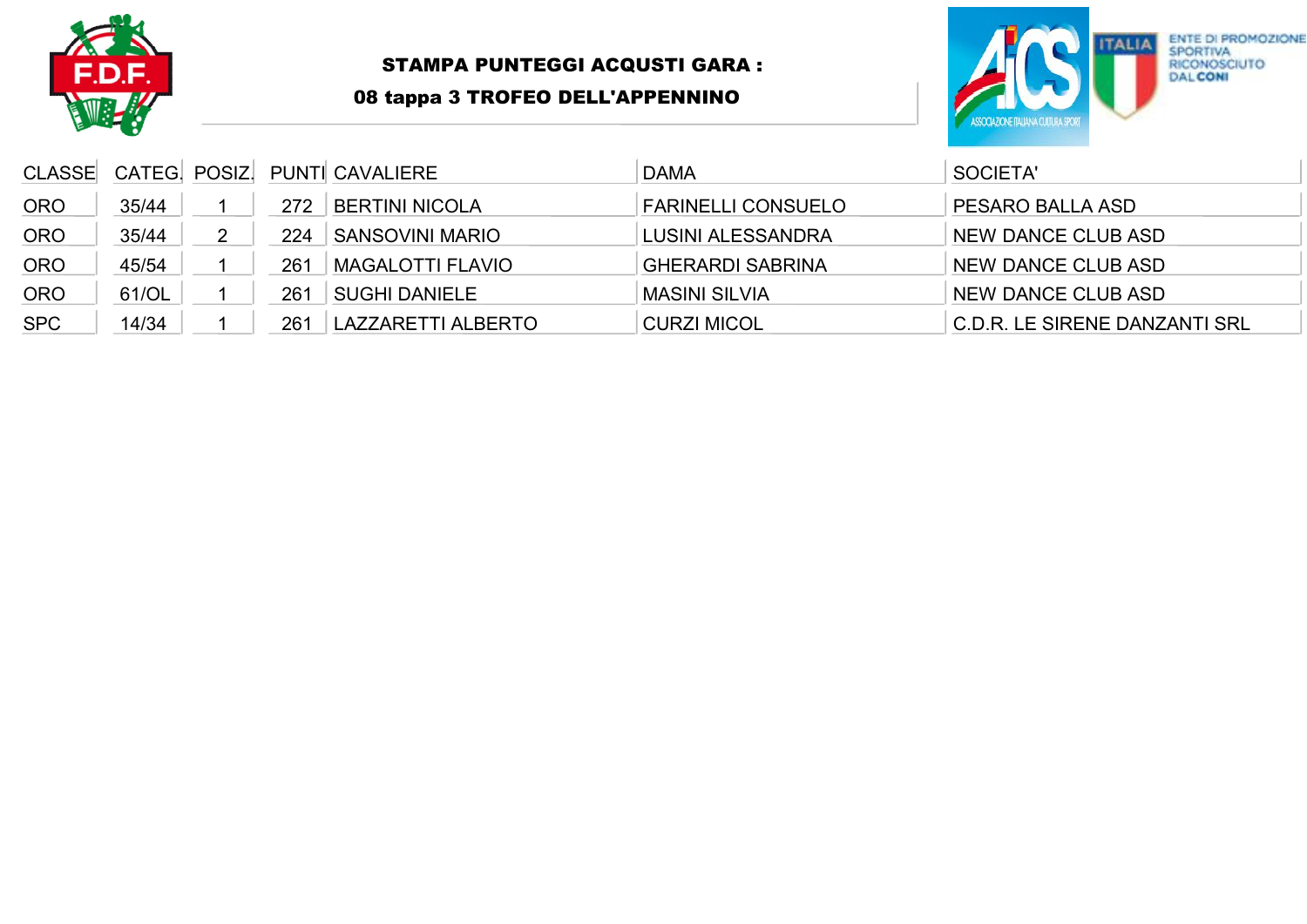**STAMPA PUNTEGGI ACQUSTI GARA :**

**08 tappa 3 TROFEO DELL'APPENNINO**

| CLASSE | CATEG. | POSIZ. | PUNTI | CAVALIERE | DAMA | SOCIETA' |
|---|---|---|---|---|---|---|
| ORO | 35/44 | 1 | 272 | BERTINI NICOLA | FARINELLI CONSUELO | PESARO BALLA ASD |
| ORO | 35/44 | 2 | 224 | SANSOVINI MARIO | LUSINI ALESSANDRA | NEW DANCE CLUB ASD |
| ORO | 45/54 | 1 | 261 | MAGALOTTI FLAVIO | GHERARDI SABRINA | NEW DANCE CLUB ASD |
| ORO | 61/OL | 1 | 261 | SUGHI DANIELE | MASINI SILVIA | NEW DANCE CLUB ASD |
| SPC | 14/34 | 1 | 261 | LAZZARETTI ALBERTO | CURZI MICOL | C.D.R. LE SIRENE DANZANTI SRL |